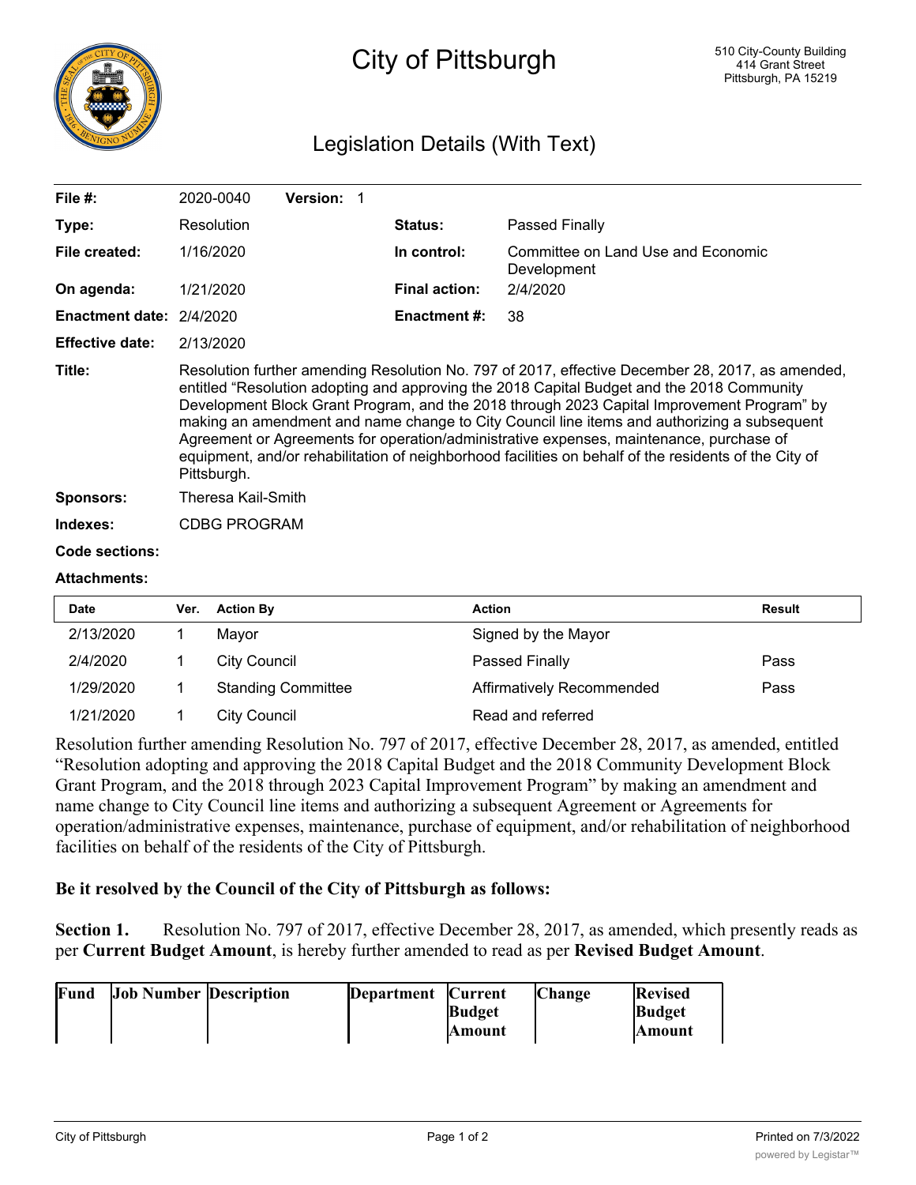# City of Pittsburgh

510 City-County Building
414 Grant Street
Pittsburgh, PA 15219

## Legislation Details (With Text)

| | | | |
|---|---|---|---|
| **File #:** | 2020-0040 **Version:** 1 | | |
| **Type:** | Resolution | **Status:** | Passed Finally |
| **File created:** | 1/16/2020 | **In control:** | Committee on Land Use and Economic Development |
| **On agenda:** | 1/21/2020 | **Final action:** | 2/4/2020 |
| **Enactment date:** | 2/4/2020 | **Enactment #:** | 38 |
| **Effective date:** | 2/13/2020 | | |

**Title:** Resolution further amending Resolution No. 797 of 2017, effective December 28, 2017, as amended, entitled "Resolution adopting and approving the 2018 Capital Budget and the 2018 Community Development Block Grant Program, and the 2018 through 2023 Capital Improvement Program" by making an amendment and name change to City Council line items and authorizing a subsequent Agreement or Agreements for operation/administrative expenses, maintenance, purchase of equipment, and/or rehabilitation of neighborhood facilities on behalf of the residents of the City of Pittsburgh.

**Sponsors:** Theresa Kail-Smith

**Indexes:** CDBG PROGRAM

**Code sections:**

**Attachments:**

| Date | Ver. | Action By | Action | Result |
|---|---|---|---|---|
| 2/13/2020 | 1 | Mayor | Signed by the Mayor | |
| 2/4/2020 | 1 | City Council | Passed Finally | Pass |
| 1/29/2020 | 1 | Standing Committee | Affirmatively Recommended | Pass |
| 1/21/2020 | 1 | City Council | Read and referred | |

Resolution further amending Resolution No. 797 of 2017, effective December 28, 2017, as amended, entitled "Resolution adopting and approving the 2018 Capital Budget and the 2018 Community Development Block Grant Program, and the 2018 through 2023 Capital Improvement Program" by making an amendment and name change to City Council line items and authorizing a subsequent Agreement or Agreements for operation/administrative expenses, maintenance, purchase of equipment, and/or rehabilitation of neighborhood facilities on behalf of the residents of the City of Pittsburgh.

**Be it resolved by the Council of the City of Pittsburgh as follows:**

**Section 1.** Resolution No. 797 of 2017, effective December 28, 2017, as amended, which presently reads as per **Current Budget Amount**, is hereby further amended to read as per **Revised Budget Amount**.

| Fund | Job Number | Description | Department | Current Budget Amount | Change | Revised Budget Amount |
|---|---|---|---|---|---|---|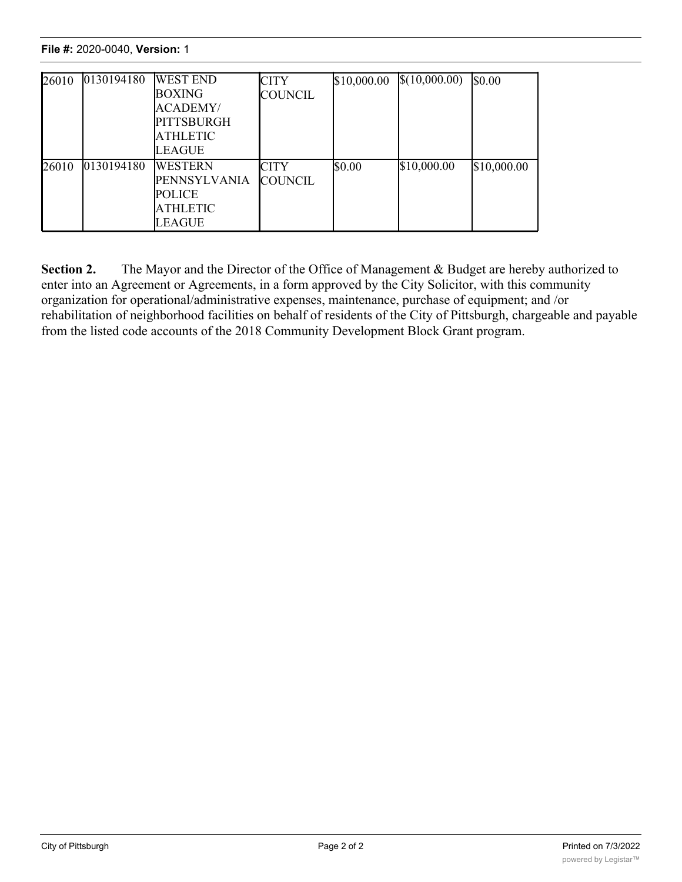| | | | | | | |
|---|---|---|---|---|---|---|
| 26010 | 0130194180 | WEST END BOXING ACADEMY/ PITTSBURGH ATHLETIC LEAGUE | CITY COUNCIL | $10,000.00 | $(10,000.00) | $0.00 |
| 26010 | 0130194180 | WESTERN PENNSYLVANIA POLICE ATHLETIC LEAGUE | CITY COUNCIL | $0.00 | $10,000.00 | $10,000.00 |

**Section 2.** The Mayor and the Director of the Office of Management & Budget are hereby authorized to enter into an Agreement or Agreements, in a form approved by the City Solicitor, with this community organization for operational/administrative expenses, maintenance, purchase of equipment; and /or rehabilitation of neighborhood facilities on behalf of residents of the City of Pittsburgh, chargeable and payable from the listed code accounts of the 2018 Community Development Block Grant program.